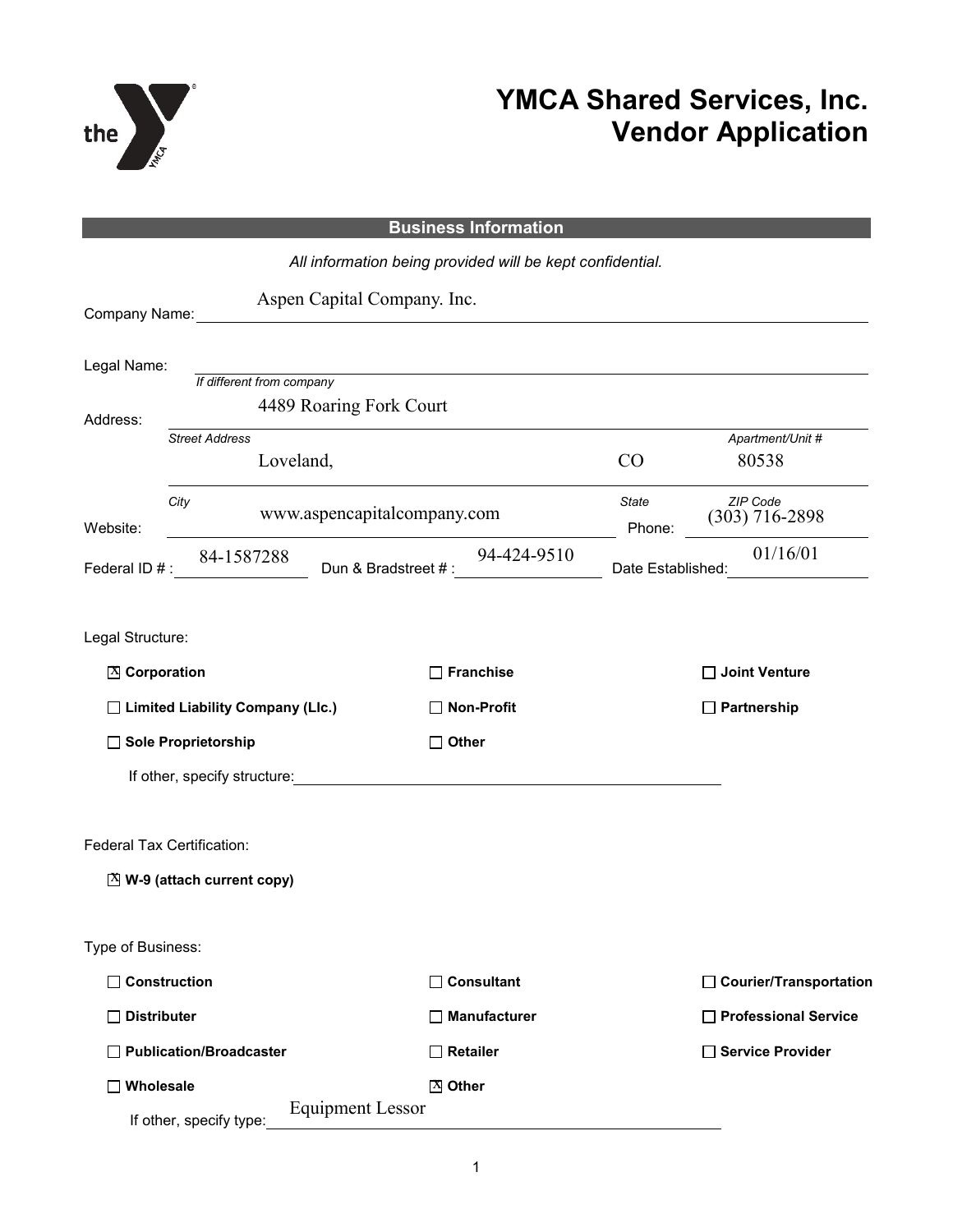# YMCA Shared Services, Inc.
# Vendor Application

## Business Information

*All information being provided will be kept confidential.*

Company Name: Aspen Capital Company. Inc.

Legal Name: ______________________
*If different from company*

Address: 4489 Roaring Fork Court
*Street Address* — *Apartment/Unit #*

Loveland, CO 80538
*City* — *State* — *ZIP Code*

Website: www.aspencapitalcompany.com Phone: (303) 716-2898

Federal ID # : 84-1587288 Dun & Bradstreet # : 94-424-9510 Date Established: 01/16/01

Legal Structure:

- [x] **Corporation**
- [ ] **Franchise**
- [ ] **Joint Venture**
- [ ] **Limited Liability Company (Llc.)**
- [ ] **Non-Profit**
- [ ] **Partnership**
- [ ] **Sole Proprietorship**
- [ ] **Other**

If other, specify structure: ______________________

Federal Tax Certification:

- [x] **W-9 (attach current copy)**

Type of Business:

- [ ] **Construction**
- [ ] **Consultant**
- [ ] **Courier/Transportation**
- [ ] **Distributer**
- [ ] **Manufacturer**
- [ ] **Professional Service**
- [ ] **Publication/Broadcaster**
- [ ] **Retailer**
- [ ] **Service Provider**
- [ ] **Wholesale**
- [x] **Other**

If other, specify type: Equipment Lessor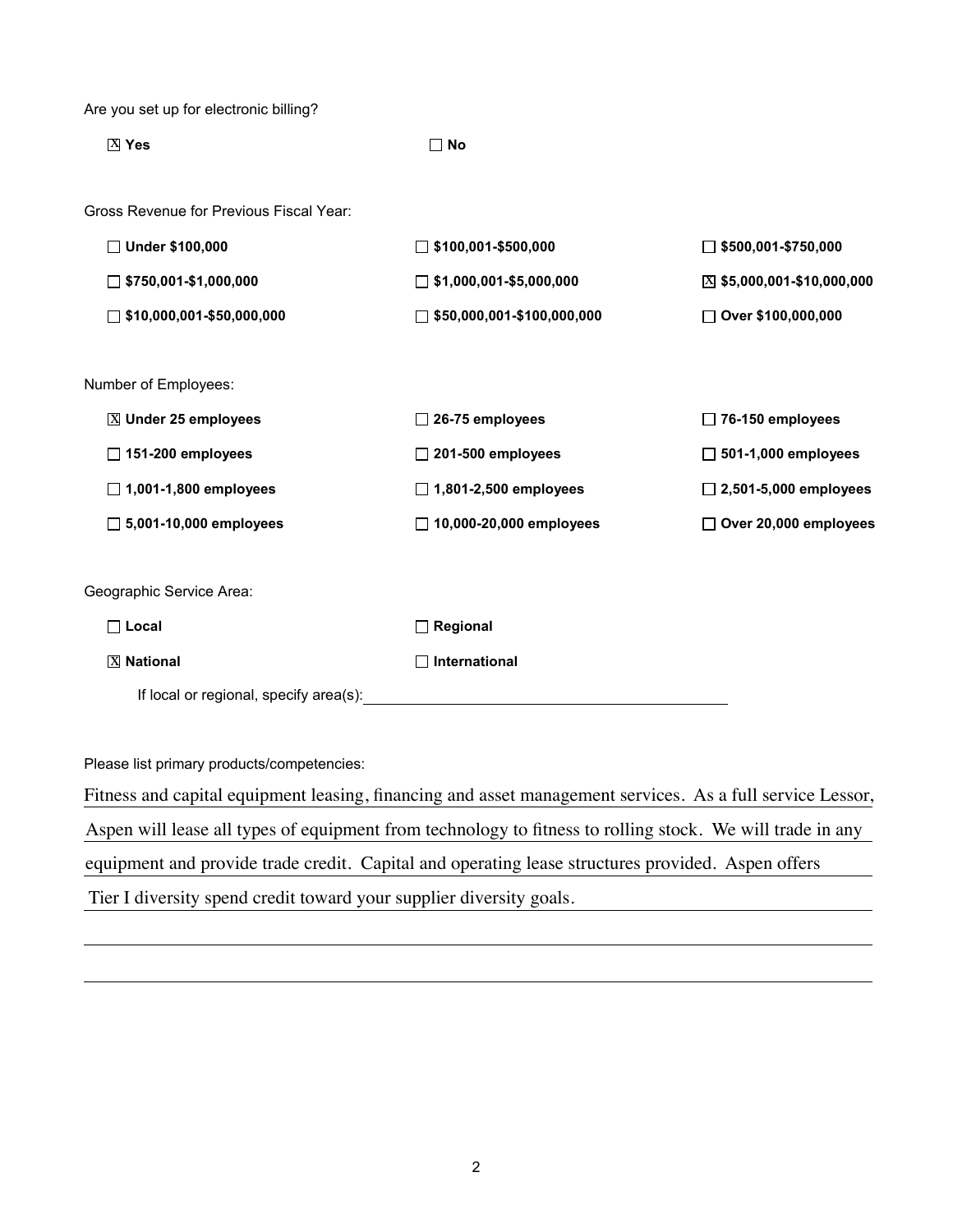Are you set up for electronic billing?

- [x] **Yes**
- [ ] **No**

Gross Revenue for Previous Fiscal Year:

- [ ] **Under $100,000**
- [ ] **$100,001-$500,000**
- [ ] **$500,001-$750,000**
- [ ] **$750,001-$1,000,000**
- [ ] **$1,000,001-$5,000,000**
- [x] **$5,000,001-$10,000,000**
- [ ] **$10,000,001-$50,000,000**
- [ ] **$50,000,001-$100,000,000**
- [ ] **Over $100,000,000**

Number of Employees:

- [x] **Under 25 employees**
- [ ] **26-75 employees**
- [ ] **76-150 employees**
- [ ] **151-200 employees**
- [ ] **201-500 employees**
- [ ] **501-1,000 employees**
- [ ] **1,001-1,800 employees**
- [ ] **1,801-2,500 employees**
- [ ] **2,501-5,000 employees**
- [ ] **5,001-10,000 employees**
- [ ] **10,000-20,000 employees**
- [ ] **Over 20,000 employees**

Geographic Service Area:

- [ ] **Local**
- [ ] **Regional**
- [x] **National**
- [ ] **International**

If local or regional, specify area(s): ____________________

Please list primary products/competencies:

Fitness and capital equipment leasing, financing and asset management services. As a full service Lessor, Aspen will lease all types of equipment from technology to fitness to rolling stock. We will trade in any equipment and provide trade credit. Capital and operating lease structures provided. Aspen offers Tier I diversity spend credit toward your supplier diversity goals.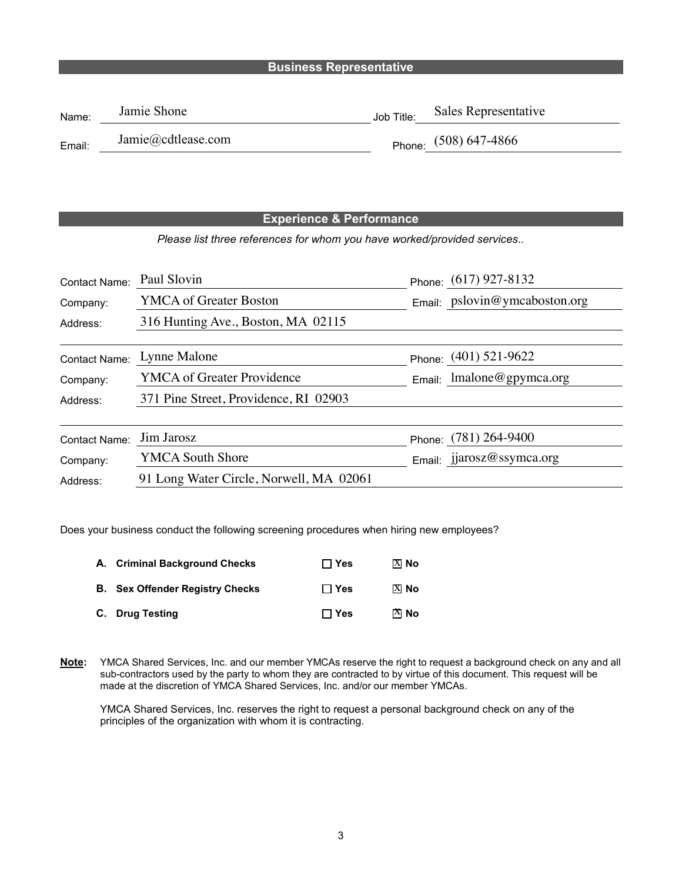## Business Representative

Name: Jamie Shone

Job Title: Sales Representative

Email: Jamie@cdtlease.com

Phone: (508) 647-4866

## Experience & Performance

*Please list three references for whom you have worked/provided services..*

Contact Name: Paul Slovin
Phone: (617) 927-8132
Company: YMCA of Greater Boston
Email: pslovin@ymcaboston.org
Address: 316 Hunting Ave., Boston, MA 02115

Contact Name: Lynne Malone
Phone: (401) 521-9622
Company: YMCA of Greater Providence
Email: lmalone@gpymca.org
Address: 371 Pine Street, Providence, RI 02903

Contact Name: Jim Jarosz
Phone: (781) 264-9400
Company: YMCA South Shore
Email: jjarosz@ssymca.org
Address: 91 Long Water Circle, Norwell, MA 02061

Does your business conduct the following screening procedures when hiring new employees?

| | Yes | No |
|---|---|---|
| **A. Criminal Background Checks** | ☐ | ☒ |
| **B. Sex Offender Registry Checks** | ☐ | ☒ |
| **C. Drug Testing** | ☐ | ☒ |

**Note:** YMCA Shared Services, Inc. and our member YMCAs reserve the right to request a background check on any and all sub-contractors used by the party to whom they are contracted to by virtue of this document. This request will be made at the discretion of YMCA Shared Services, Inc. and/or our member YMCAs.

YMCA Shared Services, Inc. reserves the right to request a personal background check on any of the principles of the organization with whom it is contracting.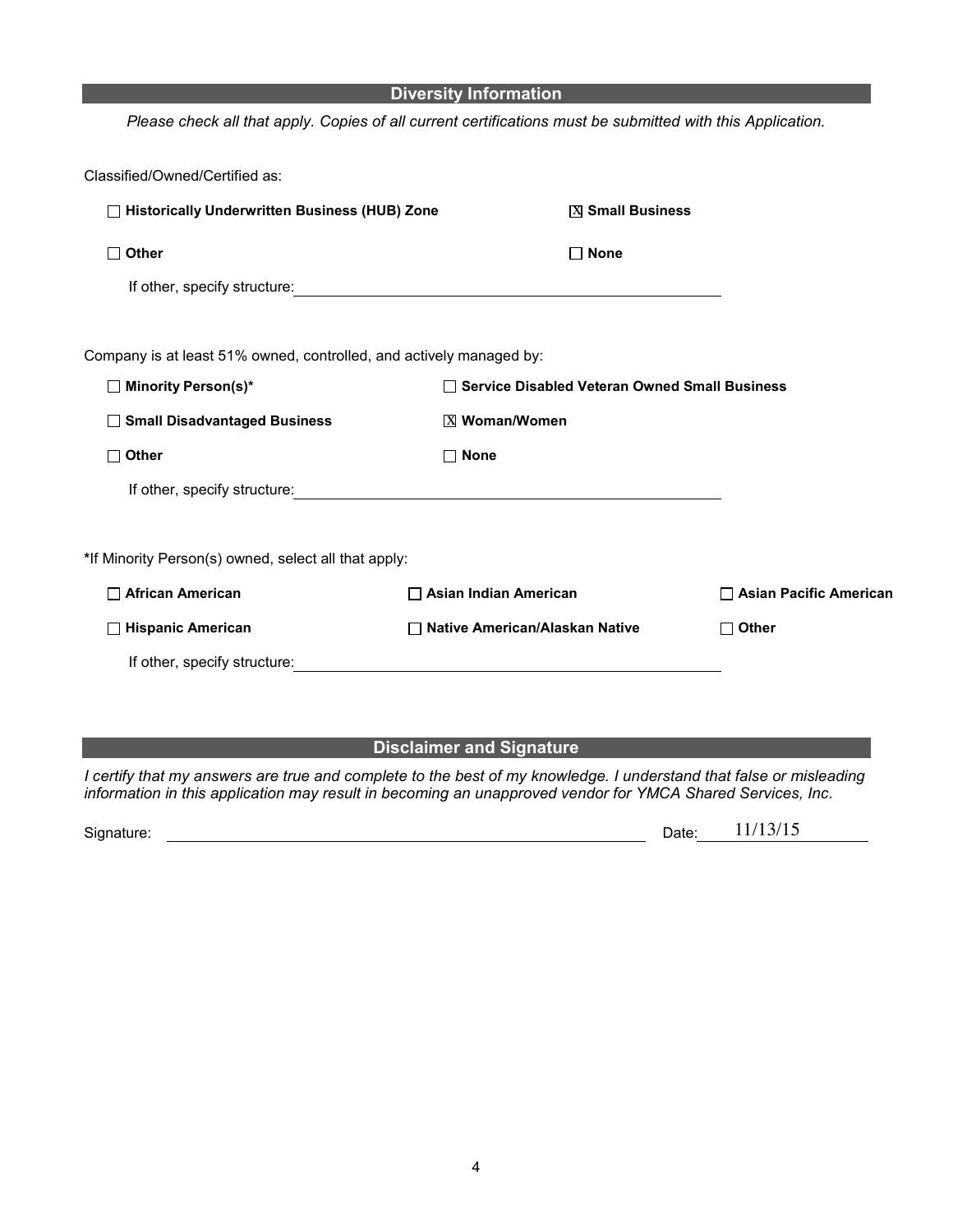## Diversity Information

*Please check all that apply. Copies of all current certifications must be submitted with this Application.*

Classified/Owned/Certified as:

- ☐ **Historically Underwritten Business (HUB) Zone**
- ☒ **Small Business**
- ☐ **Other**
- ☐ **None**

If other, specify structure: ____________________

Company is at least 51% owned, controlled, and actively managed by:

- ☐ **Minority Person(s)***
- ☐ **Service Disabled Veteran Owned Small Business**
- ☐ **Small Disadvantaged Business**
- ☒ **Woman/Women**
- ☐ **Other**
- ☐ **None**

If other, specify structure: ____________________

***If Minority Person(s) owned, select all that apply:**

- ☐ **African American**
- ☐ **Asian Indian American**
- ☐ **Asian Pacific American**
- ☐ **Hispanic American**
- ☐ **Native American/Alaskan Native**
- ☐ **Other**

If other, specify structure: ____________________

## Disclaimer and Signature

*I certify that my answers are true and complete to the best of my knowledge. I understand that false or misleading information in this application may result in becoming an unapproved vendor for YMCA Shared Services, Inc.*

Signature: ____________________ Date: 11/13/15